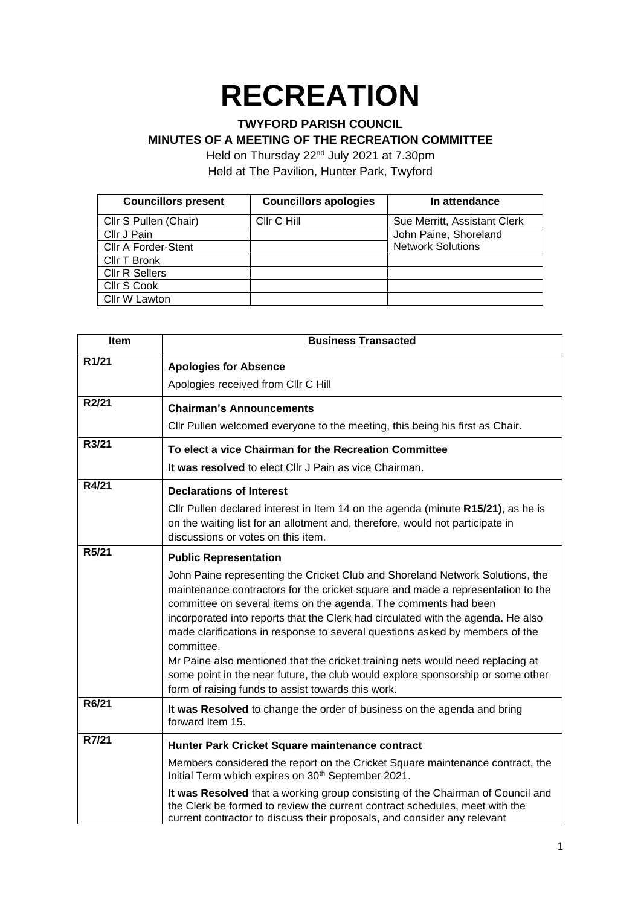# RECREATION

**TWYFORD PARISH COUNCIL**
**MINUTES OF A MEETING OF THE RECREATION COMMITTEE**

Held on Thursday 22nd July 2021 at 7.30pm
Held at The Pavilion, Hunter Park, Twyford

| Councillors present | Councillors apologies | In attendance |
|---|---|---|
| Cllr S Pullen (Chair) | Cllr C Hill | Sue Merritt, Assistant Clerk |
| Cllr J Pain | | John Paine, Shoreland Network Solutions |
| Cllr A Forder-Stent | | |
| Cllr T Bronk | | |
| Cllr R Sellers | | |
| Cllr S Cook | | |
| Cllr W Lawton | | |

| Item | Business Transacted |
|---|---|
| R1/21 | **Apologies for Absence**<br>Apologies received from Cllr C Hill |
| R2/21 | **Chairman's Announcements**<br>Cllr Pullen welcomed everyone to the meeting, this being his first as Chair. |
| R3/21 | **To elect a vice Chairman for the Recreation Committee**<br>**It was resolved** to elect Cllr J Pain as vice Chairman. |
| R4/21 | **Declarations of Interest**<br>Cllr Pullen declared interest in Item 14 on the agenda (minute **R15/21)**, as he is on the waiting list for an allotment and, therefore, would not participate in discussions or votes on this item. |
| R5/21 | **Public Representation**<br>John Paine representing the Cricket Club and Shoreland Network Solutions, the maintenance contractors for the cricket square and made a representation to the committee on several items on the agenda. The comments had been incorporated into reports that the Clerk had circulated with the agenda. He also made clarifications in response to several questions asked by members of the committee.<br>Mr Paine also mentioned that the cricket training nets would need replacing at some point in the near future, the club would explore sponsorship or some other form of raising funds to assist towards this work. |
| R6/21 | **It was Resolved** to change the order of business on the agenda and bring forward Item 15. |
| R7/21 | **Hunter Park Cricket Square maintenance contract**<br>Members considered the report on the Cricket Square maintenance contract, the Initial Term which expires on 30th September 2021.<br>**It was Resolved** that a working group consisting of the Chairman of Council and the Clerk be formed to review the current contract schedules, meet with the current contractor to discuss their proposals, and consider any relevant |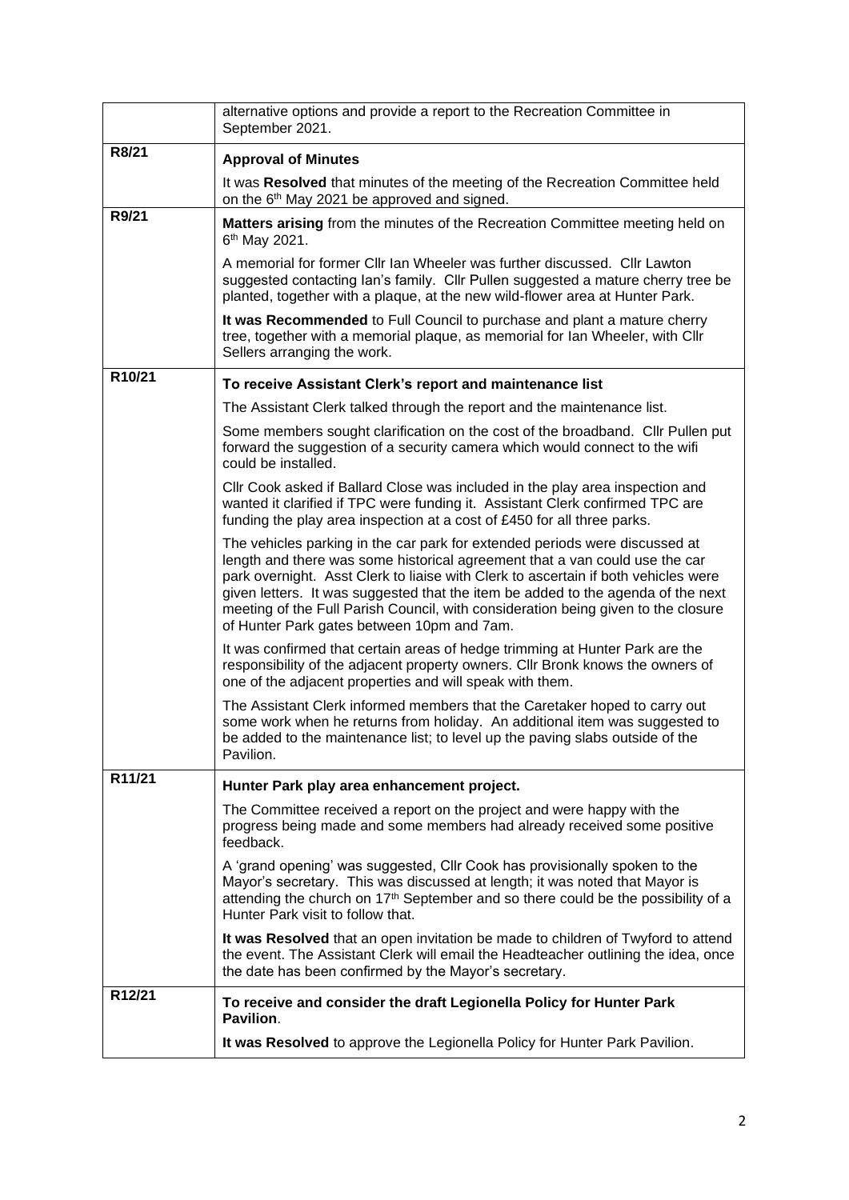| | |
|---|---|
| | alternative options and provide a report to the Recreation Committee in September 2021. |
| **R8/21** | **Approval of Minutes**<br><br>It was **Resolved** that minutes of the meeting of the Recreation Committee held on the 6th May 2021 be approved and signed. |
| **R9/21** | **Matters arising** from the minutes of the Recreation Committee meeting held on 6th May 2021.<br><br>A memorial for former Cllr Ian Wheeler was further discussed. Cllr Lawton suggested contacting Ian's family. Cllr Pullen suggested a mature cherry tree be planted, together with a plaque, at the new wild-flower area at Hunter Park.<br><br>**It was Recommended** to Full Council to purchase and plant a mature cherry tree, together with a memorial plaque, as memorial for Ian Wheeler, with Cllr Sellers arranging the work. |
| **R10/21** | **To receive Assistant Clerk's report and maintenance list**<br><br>The Assistant Clerk talked through the report and the maintenance list.<br><br>Some members sought clarification on the cost of the broadband. Cllr Pullen put forward the suggestion of a security camera which would connect to the wifi could be installed.<br><br>Cllr Cook asked if Ballard Close was included in the play area inspection and wanted it clarified if TPC were funding it. Assistant Clerk confirmed TPC are funding the play area inspection at a cost of £450 for all three parks.<br><br>The vehicles parking in the car park for extended periods were discussed at length and there was some historical agreement that a van could use the car park overnight. Asst Clerk to liaise with Clerk to ascertain if both vehicles were given letters. It was suggested that the item be added to the agenda of the next meeting of the Full Parish Council, with consideration being given to the closure of Hunter Park gates between 10pm and 7am.<br><br>It was confirmed that certain areas of hedge trimming at Hunter Park are the responsibility of the adjacent property owners. Cllr Bronk knows the owners of one of the adjacent properties and will speak with them.<br><br>The Assistant Clerk informed members that the Caretaker hoped to carry out some work when he returns from holiday. An additional item was suggested to be added to the maintenance list; to level up the paving slabs outside of the Pavilion. |
| **R11/21** | **Hunter Park play area enhancement project.**<br><br>The Committee received a report on the project and were happy with the progress being made and some members had already received some positive feedback.<br><br>A 'grand opening' was suggested, Cllr Cook has provisionally spoken to the Mayor's secretary. This was discussed at length; it was noted that Mayor is attending the church on 17th September and so there could be the possibility of a Hunter Park visit to follow that.<br><br>**It was Resolved** that an open invitation be made to children of Twyford to attend the event. The Assistant Clerk will email the Headteacher outlining the idea, once the date has been confirmed by the Mayor's secretary. |
| **R12/21** | **To receive and consider the draft Legionella Policy for Hunter Park Pavilion**.<br><br>**It was Resolved** to approve the Legionella Policy for Hunter Park Pavilion. |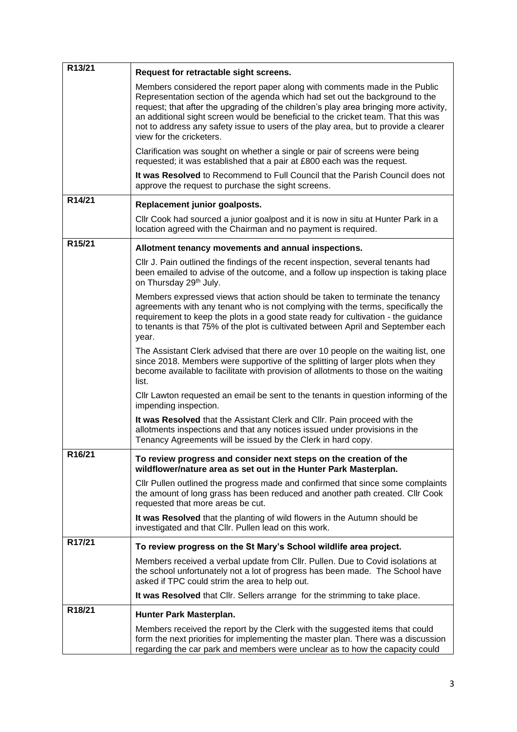| | |
|---|---|
| R13/21 | **Request for retractable sight screens.**<br><br>Members considered the report paper along with comments made in the Public Representation section of the agenda which had set out the background to the request; that after the upgrading of the children's play area bringing more activity, an additional sight screen would be beneficial to the cricket team. That this was not to address any safety issue to users of the play area, but to provide a clearer view for the cricketers.<br><br>Clarification was sought on whether a single or pair of screens were being requested; it was established that a pair at £800 each was the request.<br><br>**It was Resolved** to Recommend to Full Council that the Parish Council does not approve the request to purchase the sight screens. |
| R14/21 | **Replacement junior goalposts.**<br><br>Cllr Cook had sourced a junior goalpost and it is now in situ at Hunter Park in a location agreed with the Chairman and no payment is required. |
| R15/21 | **Allotment tenancy movements and annual inspections.**<br><br>Cllr J. Pain outlined the findings of the recent inspection, several tenants had been emailed to advise of the outcome, and a follow up inspection is taking place on Thursday 29th July.<br><br>Members expressed views that action should be taken to terminate the tenancy agreements with any tenant who is not complying with the terms, specifically the requirement to keep the plots in a good state ready for cultivation - the guidance to tenants is that 75% of the plot is cultivated between April and September each year.<br><br>The Assistant Clerk advised that there are over 10 people on the waiting list, one since 2018. Members were supportive of the splitting of larger plots when they become available to facilitate with provision of allotments to those on the waiting list.<br><br>Cllr Lawton requested an email be sent to the tenants in question informing of the impending inspection.<br><br>**It was Resolved** that the Assistant Clerk and Cllr. Pain proceed with the allotments inspections and that any notices issued under provisions in the Tenancy Agreements will be issued by the Clerk in hard copy. |
| R16/21 | **To review progress and consider next steps on the creation of the wildflower/nature area as set out in the Hunter Park Masterplan.**<br><br>Cllr Pullen outlined the progress made and confirmed that since some complaints the amount of long grass has been reduced and another path created. Cllr Cook requested that more areas be cut.<br><br>**It was Resolved** that the planting of wild flowers in the Autumn should be investigated and that Cllr. Pullen lead on this work. |
| R17/21 | **To review progress on the St Mary's School wildlife area project.**<br><br>Members received a verbal update from Cllr. Pullen. Due to Covid isolations at the school unfortunately not a lot of progress has been made. The School have asked if TPC could strim the area to help out.<br><br>**It was Resolved** that Cllr. Sellers arrange for the strimming to take place. |
| R18/21 | **Hunter Park Masterplan.**<br><br>Members received the report by the Clerk with the suggested items that could form the next priorities for implementing the master plan. There was a discussion regarding the car park and members were unclear as to how the capacity could |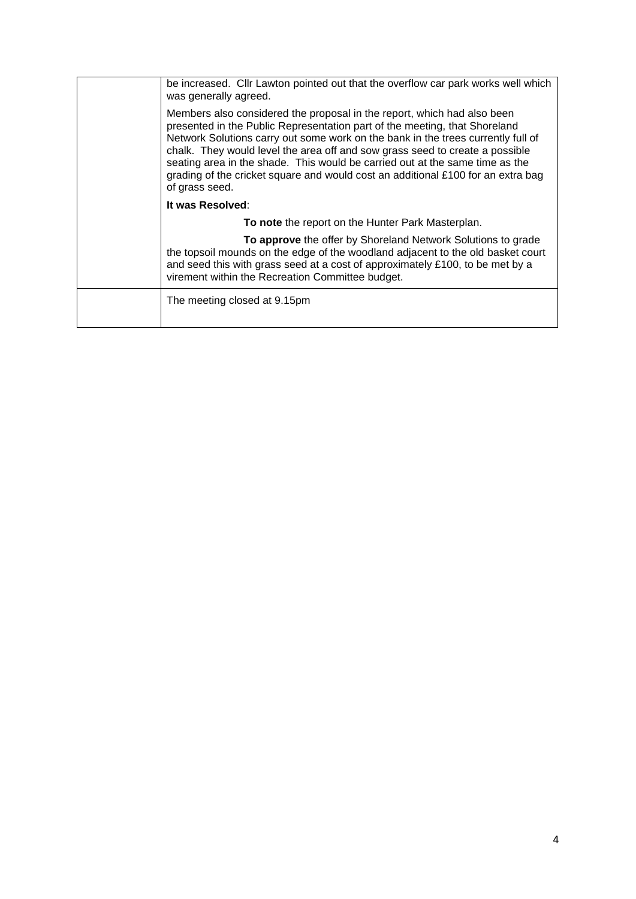| | |
|---|---|
| | be increased. Cllr Lawton pointed out that the overflow car park works well which was generally agreed.<br><br>Members also considered the proposal in the report, which had also been presented in the Public Representation part of the meeting, that Shoreland Network Solutions carry out some work on the bank in the trees currently full of chalk. They would level the area off and sow grass seed to create a possible seating area in the shade. This would be carried out at the same time as the grading of the cricket square and would cost an additional £100 for an extra bag of grass seed.<br><br>**It was Resolved**:<br><br>**To note** the report on the Hunter Park Masterplan.<br><br>**To approve** the offer by Shoreland Network Solutions to grade the topsoil mounds on the edge of the woodland adjacent to the old basket court and seed this with grass seed at a cost of approximately £100, to be met by a virement within the Recreation Committee budget. |
| | The meeting closed at 9.15pm |